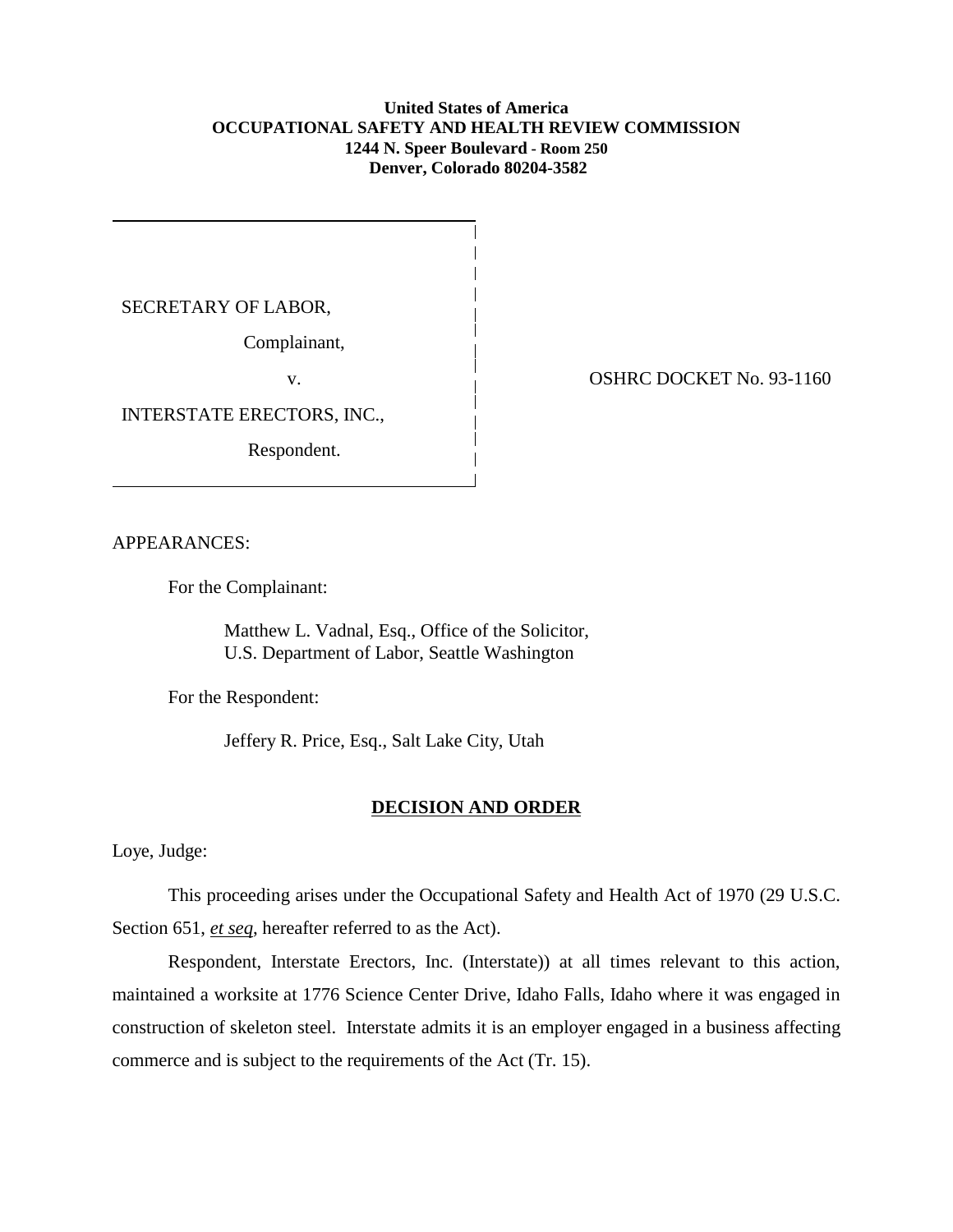**United States of America**
**OCCUPATIONAL SAFETY AND HEALTH REVIEW COMMISSION**
**1244 N. Speer Boulevard - Room 250**
**Denver, Colorado 80204-3582**

SECRETARY OF LABOR,

Complainant,

v.

INTERSTATE ERECTORS, INC.,

Respondent.

OSHRC DOCKET No. 93-1160

APPEARANCES:

For the Complainant:

Matthew L. Vadnal, Esq., Office of the Solicitor,
U.S. Department of Labor, Seattle Washington

For the Respondent:

Jeffery R. Price, Esq., Salt Lake City, Utah

## DECISION AND ORDER

Loye, Judge:

This proceeding arises under the Occupational Safety and Health Act of 1970 (29 U.S.C. Section 651, *et seq*, hereafter referred to as the Act).

Respondent, Interstate Erectors, Inc. (Interstate)) at all times relevant to this action, maintained a worksite at 1776 Science Center Drive, Idaho Falls, Idaho where it was engaged in construction of skeleton steel. Interstate admits it is an employer engaged in a business affecting commerce and is subject to the requirements of the Act (Tr. 15).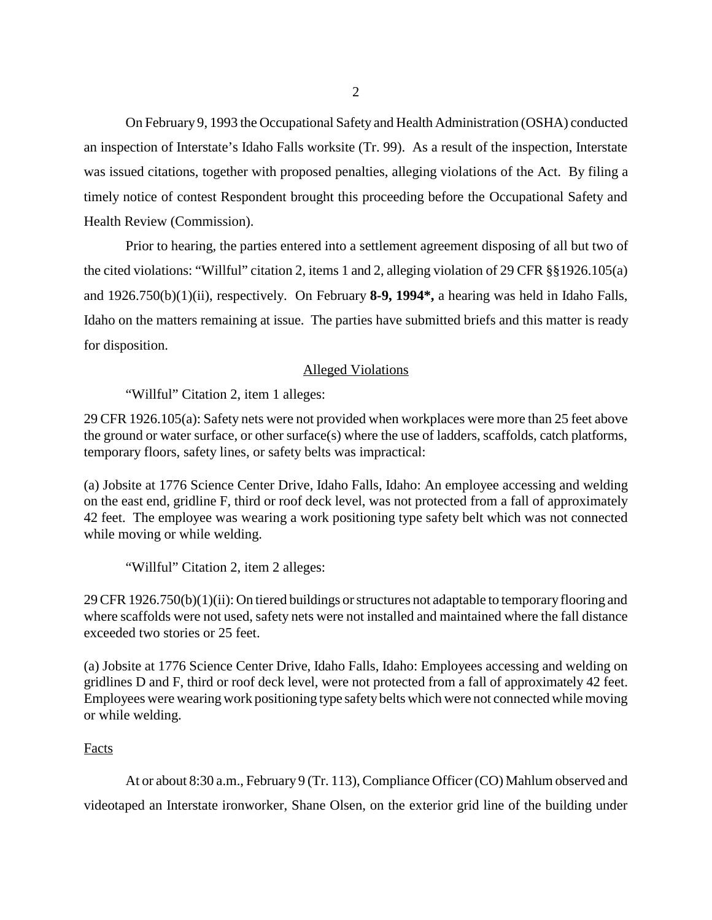On February 9, 1993 the Occupational Safety and Health Administration (OSHA) conducted an inspection of Interstate's Idaho Falls worksite (Tr. 99). As a result of the inspection, Interstate was issued citations, together with proposed penalties, alleging violations of the Act. By filing a timely notice of contest Respondent brought this proceeding before the Occupational Safety and Health Review (Commission).

Prior to hearing, the parties entered into a settlement agreement disposing of all but two of the cited violations: "Willful" citation 2, items 1 and 2, alleging violation of 29 CFR §§1926.105(a) and 1926.750(b)(1)(ii), respectively. On February **8-9, 1994*,** a hearing was held in Idaho Falls, Idaho on the matters remaining at issue. The parties have submitted briefs and this matter is ready for disposition.

<u>Alleged Violations</u>

"Willful" Citation 2, item 1 alleges:

29 CFR 1926.105(a): Safety nets were not provided when workplaces were more than 25 feet above the ground or water surface, or other surface(s) where the use of ladders, scaffolds, catch platforms, temporary floors, safety lines, or safety belts was impractical:

(a) Jobsite at 1776 Science Center Drive, Idaho Falls, Idaho: An employee accessing and welding on the east end, gridline F, third or roof deck level, was not protected from a fall of approximately 42 feet. The employee was wearing a work positioning type safety belt which was not connected while moving or while welding.

"Willful" Citation 2, item 2 alleges:

29 CFR 1926.750(b)(1)(ii): On tiered buildings or structures not adaptable to temporary flooring and where scaffolds were not used, safety nets were not installed and maintained where the fall distance exceeded two stories or 25 feet.

(a) Jobsite at 1776 Science Center Drive, Idaho Falls, Idaho: Employees accessing and welding on gridlines D and F, third or roof deck level, were not protected from a fall of approximately 42 feet. Employees were wearing work positioning type safety belts which were not connected while moving or while welding.

<u>Facts</u>

At or about 8:30 a.m., February 9 (Tr. 113), Compliance Officer (CO) Mahlum observed and videotaped an Interstate ironworker, Shane Olsen, on the exterior grid line of the building under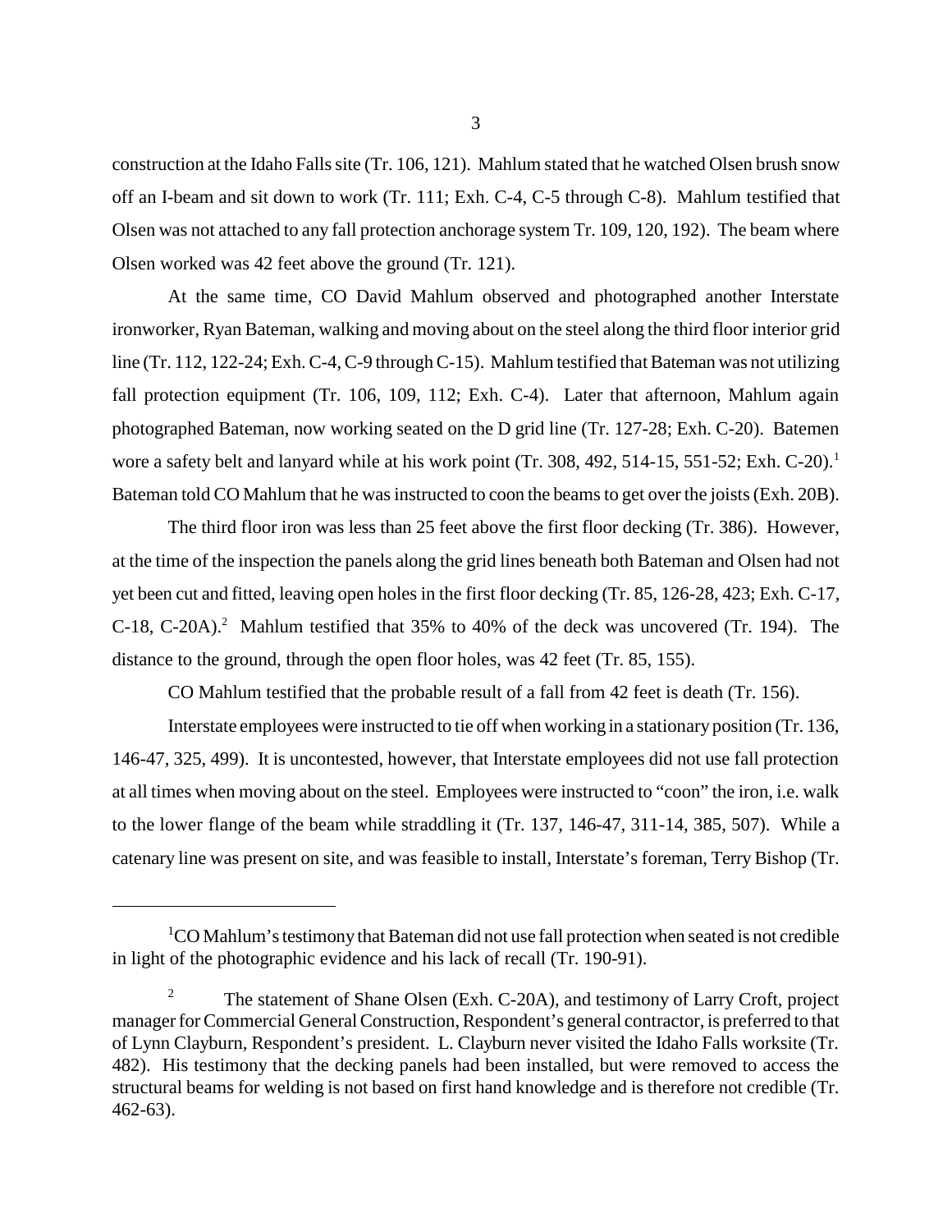construction at the Idaho Falls site (Tr. 106, 121). Mahlum stated that he watched Olsen brush snow off an I-beam and sit down to work (Tr. 111; Exh. C-4, C-5 through C-8). Mahlum testified that Olsen was not attached to any fall protection anchorage system Tr. 109, 120, 192). The beam where Olsen worked was 42 feet above the ground (Tr. 121).

At the same time, CO David Mahlum observed and photographed another Interstate ironworker, Ryan Bateman, walking and moving about on the steel along the third floor interior grid line (Tr. 112, 122-24; Exh. C-4, C-9 through C-15). Mahlum testified that Bateman was not utilizing fall protection equipment (Tr. 106, 109, 112; Exh. C-4). Later that afternoon, Mahlum again photographed Bateman, now working seated on the D grid line (Tr. 127-28; Exh. C-20). Batemen wore a safety belt and lanyard while at his work point (Tr. 308, 492, 514-15, 551-52; Exh. C-20).[1] Bateman told CO Mahlum that he was instructed to coon the beams to get over the joists (Exh. 20B).

The third floor iron was less than 25 feet above the first floor decking (Tr. 386). However, at the time of the inspection the panels along the grid lines beneath both Bateman and Olsen had not yet been cut and fitted, leaving open holes in the first floor decking (Tr. 85, 126-28, 423; Exh. C-17, C-18, C-20A).[2] Mahlum testified that 35% to 40% of the deck was uncovered (Tr. 194). The distance to the ground, through the open floor holes, was 42 feet (Tr. 85, 155).

CO Mahlum testified that the probable result of a fall from 42 feet is death (Tr. 156).

Interstate employees were instructed to tie off when working in a stationary position (Tr. 136, 146-47, 325, 499). It is uncontested, however, that Interstate employees did not use fall protection at all times when moving about on the steel. Employees were instructed to "coon" the iron, i.e. walk to the lower flange of the beam while straddling it (Tr. 137, 146-47, 311-14, 385, 507). While a catenary line was present on site, and was feasible to install, Interstate's foreman, Terry Bishop (Tr.

---

[1] CO Mahlum's testimony that Bateman did not use fall protection when seated is not credible in light of the photographic evidence and his lack of recall (Tr. 190-91).

[2] The statement of Shane Olsen (Exh. C-20A), and testimony of Larry Croft, project manager for Commercial General Construction, Respondent's general contractor, is preferred to that of Lynn Clayburn, Respondent's president. L. Clayburn never visited the Idaho Falls worksite (Tr. 482). His testimony that the decking panels had been installed, but were removed to access the structural beams for welding is not based on first hand knowledge and is therefore not credible (Tr. 462-63).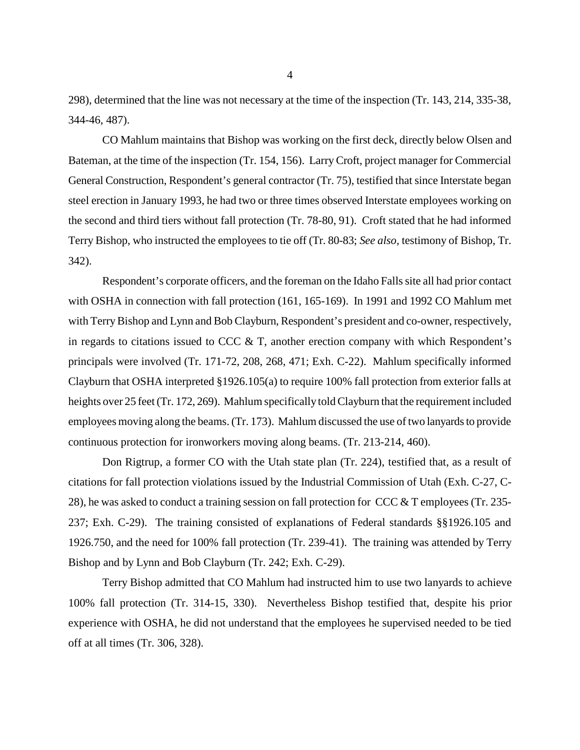298), determined that the line was not necessary at the time of the inspection (Tr. 143, 214, 335-38, 344-46, 487).

CO Mahlum maintains that Bishop was working on the first deck, directly below Olsen and Bateman, at the time of the inspection (Tr. 154, 156). Larry Croft, project manager for Commercial General Construction, Respondent's general contractor (Tr. 75), testified that since Interstate began steel erection in January 1993, he had two or three times observed Interstate employees working on the second and third tiers without fall protection (Tr. 78-80, 91). Croft stated that he had informed Terry Bishop, who instructed the employees to tie off (Tr. 80-83; *See also*, testimony of Bishop, Tr. 342).

Respondent's corporate officers, and the foreman on the Idaho Falls site all had prior contact with OSHA in connection with fall protection (161, 165-169). In 1991 and 1992 CO Mahlum met with Terry Bishop and Lynn and Bob Clayburn, Respondent's president and co-owner, respectively, in regards to citations issued to CCC & T, another erection company with which Respondent's principals were involved (Tr. 171-72, 208, 268, 471; Exh. C-22). Mahlum specifically informed Clayburn that OSHA interpreted §1926.105(a) to require 100% fall protection from exterior falls at heights over 25 feet (Tr. 172, 269). Mahlum specifically told Clayburn that the requirement included employees moving along the beams. (Tr. 173). Mahlum discussed the use of two lanyards to provide continuous protection for ironworkers moving along beams. (Tr. 213-214, 460).

Don Rigtrup, a former CO with the Utah state plan (Tr. 224), testified that, as a result of citations for fall protection violations issued by the Industrial Commission of Utah (Exh. C-27, C-28), he was asked to conduct a training session on fall protection for CCC & T employees (Tr. 235-237; Exh. C-29). The training consisted of explanations of Federal standards §§1926.105 and 1926.750, and the need for 100% fall protection (Tr. 239-41). The training was attended by Terry Bishop and by Lynn and Bob Clayburn (Tr. 242; Exh. C-29).

Terry Bishop admitted that CO Mahlum had instructed him to use two lanyards to achieve 100% fall protection (Tr. 314-15, 330). Nevertheless Bishop testified that, despite his prior experience with OSHA, he did not understand that the employees he supervised needed to be tied off at all times (Tr. 306, 328).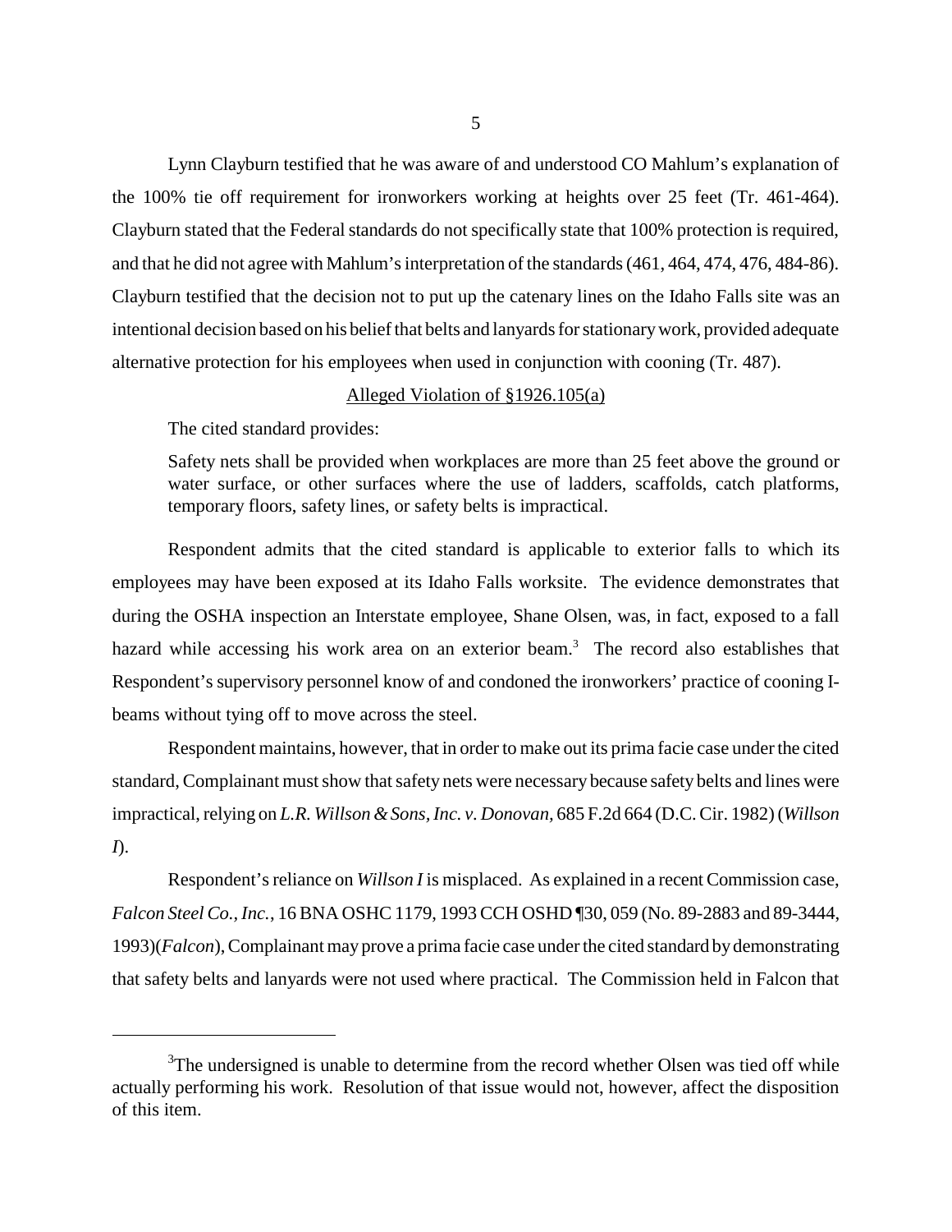Lynn Clayburn testified that he was aware of and understood CO Mahlum's explanation of the 100% tie off requirement for ironworkers working at heights over 25 feet (Tr. 461-464). Clayburn stated that the Federal standards do not specifically state that 100% protection is required, and that he did not agree with Mahlum's interpretation of the standards (461, 464, 474, 476, 484-86). Clayburn testified that the decision not to put up the catenary lines on the Idaho Falls site was an intentional decision based on his belief that belts and lanyards for stationary work, provided adequate alternative protection for his employees when used in conjunction with cooning (Tr. 487).

<u>Alleged Violation of §1926.105(a)</u>

The cited standard provides:

> Safety nets shall be provided when workplaces are more than 25 feet above the ground or water surface, or other surfaces where the use of ladders, scaffolds, catch platforms, temporary floors, safety lines, or safety belts is impractical.

Respondent admits that the cited standard is applicable to exterior falls to which its employees may have been exposed at its Idaho Falls worksite. The evidence demonstrates that during the OSHA inspection an Interstate employee, Shane Olsen, was, in fact, exposed to a fall hazard while accessing his work area on an exterior beam.[3] The record also establishes that Respondent's supervisory personnel know of and condoned the ironworkers' practice of cooning I-beams without tying off to move across the steel.

Respondent maintains, however, that in order to make out its prima facie case under the cited standard, Complainant must show that safety nets were necessary because safety belts and lines were impractical, relying on *L.R. Willson & Sons, Inc. v. Donovan,* 685 F.2d 664 (D.C. Cir. 1982) (*Willson I*).

Respondent's reliance on *Willson I* is misplaced. As explained in a recent Commission case, *Falcon Steel Co., Inc.*, 16 BNA OSHC 1179, 1993 CCH OSHD ¶30, 059 (No. 89-2883 and 89-3444, 1993)(*Falcon*), Complainant may prove a prima facie case under the cited standard by demonstrating that safety belts and lanyards were not used where practical. The Commission held in Falcon that

---

[3] The undersigned is unable to determine from the record whether Olsen was tied off while actually performing his work. Resolution of that issue would not, however, affect the disposition of this item.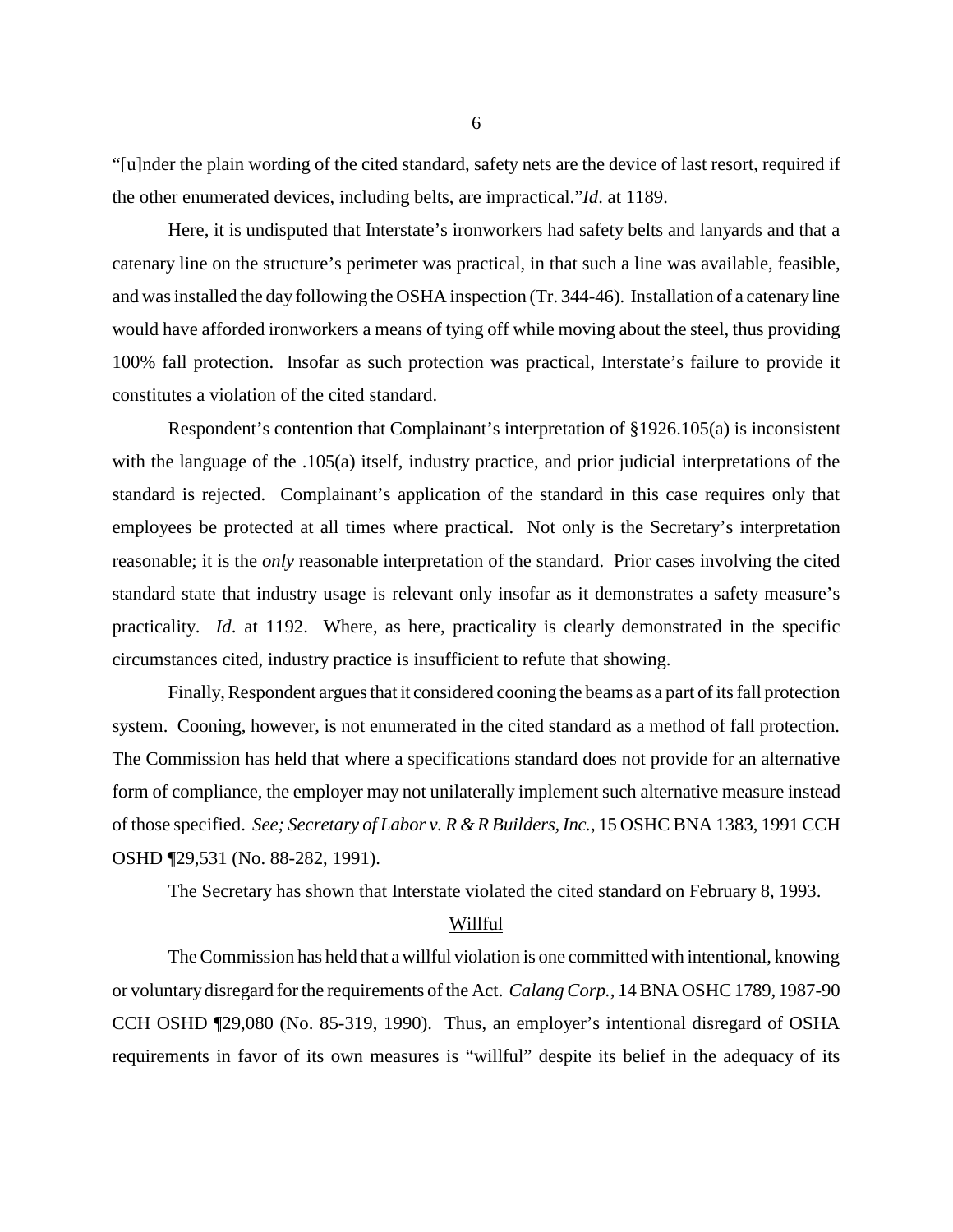"[u]nder the plain wording of the cited standard, safety nets are the device of last resort, required if the other enumerated devices, including belts, are impractical."*Id*. at 1189.

Here, it is undisputed that Interstate's ironworkers had safety belts and lanyards and that a catenary line on the structure's perimeter was practical, in that such a line was available, feasible, and was installed the day following the OSHA inspection (Tr. 344-46). Installation of a catenary line would have afforded ironworkers a means of tying off while moving about the steel, thus providing 100% fall protection. Insofar as such protection was practical, Interstate's failure to provide it constitutes a violation of the cited standard.

Respondent's contention that Complainant's interpretation of §1926.105(a) is inconsistent with the language of the .105(a) itself, industry practice, and prior judicial interpretations of the standard is rejected. Complainant's application of the standard in this case requires only that employees be protected at all times where practical. Not only is the Secretary's interpretation reasonable; it is the *only* reasonable interpretation of the standard. Prior cases involving the cited standard state that industry usage is relevant only insofar as it demonstrates a safety measure's practicality. *Id*. at 1192. Where, as here, practicality is clearly demonstrated in the specific circumstances cited, industry practice is insufficient to refute that showing.

Finally, Respondent argues that it considered cooning the beams as a part of its fall protection system. Cooning, however, is not enumerated in the cited standard as a method of fall protection. The Commission has held that where a specifications standard does not provide for an alternative form of compliance, the employer may not unilaterally implement such alternative measure instead of those specified. *See; Secretary of Labor v. R & R Builders, Inc.*, 15 OSHC BNA 1383, 1991 CCH OSHD ¶29,531 (No. 88-282, 1991).

The Secretary has shown that Interstate violated the cited standard on February 8, 1993.

## Willful

The Commission has held that a willful violation is one committed with intentional, knowing or voluntary disregard for the requirements of the Act. *Calang Corp.*, 14 BNA OSHC 1789, 1987-90 CCH OSHD ¶29,080 (No. 85-319, 1990). Thus, an employer's intentional disregard of OSHA requirements in favor of its own measures is "willful" despite its belief in the adequacy of its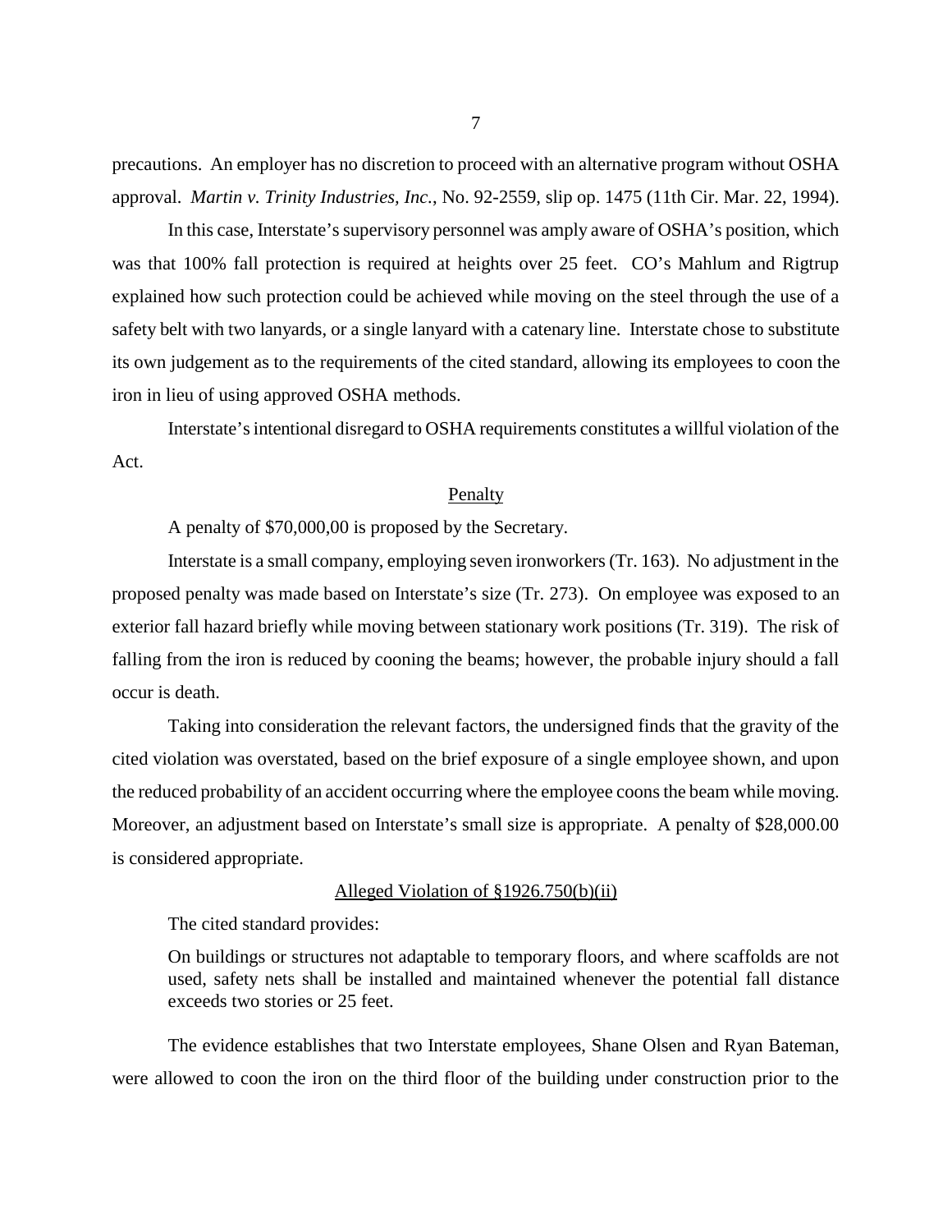precautions. An employer has no discretion to proceed with an alternative program without OSHA approval. *Martin v. Trinity Industries, Inc.*, No. 92-2559, slip op. 1475 (11th Cir. Mar. 22, 1994).

In this case, Interstate's supervisory personnel was amply aware of OSHA's position, which was that 100% fall protection is required at heights over 25 feet. CO's Mahlum and Rigtrup explained how such protection could be achieved while moving on the steel through the use of a safety belt with two lanyards, or a single lanyard with a catenary line. Interstate chose to substitute its own judgement as to the requirements of the cited standard, allowing its employees to coon the iron in lieu of using approved OSHA methods.

Interstate's intentional disregard to OSHA requirements constitutes a willful violation of the Act.

<u>Penalty</u>

A penalty of $70,000,00 is proposed by the Secretary.

Interstate is a small company, employing seven ironworkers (Tr. 163). No adjustment in the proposed penalty was made based on Interstate's size (Tr. 273). On employee was exposed to an exterior fall hazard briefly while moving between stationary work positions (Tr. 319). The risk of falling from the iron is reduced by cooning the beams; however, the probable injury should a fall occur is death.

Taking into consideration the relevant factors, the undersigned finds that the gravity of the cited violation was overstated, based on the brief exposure of a single employee shown, and upon the reduced probability of an accident occurring where the employee coons the beam while moving. Moreover, an adjustment based on Interstate's small size is appropriate. A penalty of $28,000.00 is considered appropriate.

<u>Alleged Violation of §1926.750(b)(ii)</u>

The cited standard provides:

> On buildings or structures not adaptable to temporary floors, and where scaffolds are not used, safety nets shall be installed and maintained whenever the potential fall distance exceeds two stories or 25 feet.

The evidence establishes that two Interstate employees, Shane Olsen and Ryan Bateman, were allowed to coon the iron on the third floor of the building under construction prior to the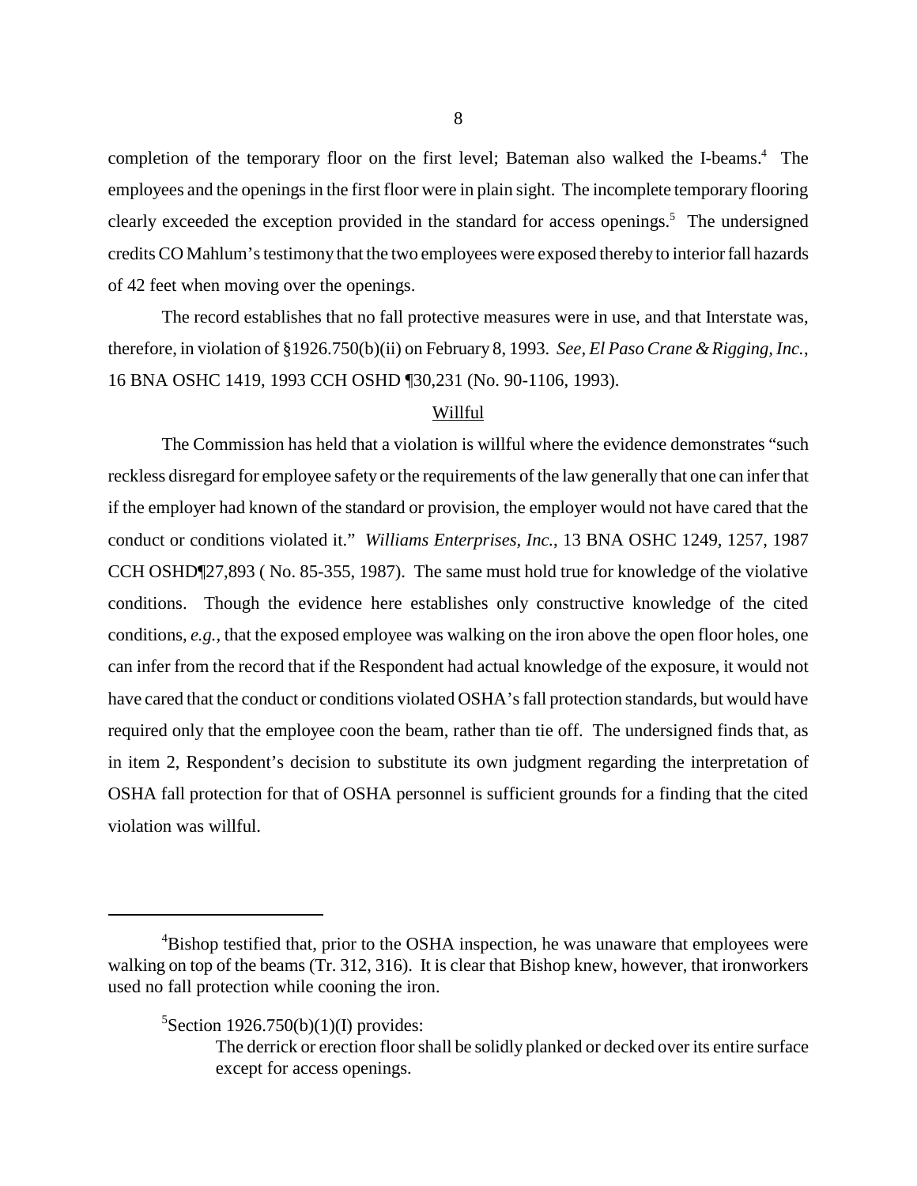completion of the temporary floor on the first level; Bateman also walked the I-beams.[4] The employees and the openings in the first floor were in plain sight. The incomplete temporary flooring clearly exceeded the exception provided in the standard for access openings.[5] The undersigned credits CO Mahlum's testimony that the two employees were exposed thereby to interior fall hazards of 42 feet when moving over the openings.

The record establishes that no fall protective measures were in use, and that Interstate was, therefore, in violation of §1926.750(b)(ii) on February 8, 1993. *See, El Paso Crane & Rigging, Inc.*, 16 BNA OSHC 1419, 1993 CCH OSHD ¶30,231 (No. 90-1106, 1993).

Willful

The Commission has held that a violation is willful where the evidence demonstrates "such reckless disregard for employee safety or the requirements of the law generally that one can infer that if the employer had known of the standard or provision, the employer would not have cared that the conduct or conditions violated it." *Williams Enterprises, Inc.*, 13 BNA OSHC 1249, 1257, 1987 CCH OSHD¶27,893 ( No. 85-355, 1987). The same must hold true for knowledge of the violative conditions. Though the evidence here establishes only constructive knowledge of the cited conditions, *e.g.*, that the exposed employee was walking on the iron above the open floor holes, one can infer from the record that if the Respondent had actual knowledge of the exposure, it would not have cared that the conduct or conditions violated OSHA's fall protection standards, but would have required only that the employee coon the beam, rather than tie off. The undersigned finds that, as in item 2, Respondent's decision to substitute its own judgment regarding the interpretation of OSHA fall protection for that of OSHA personnel is sufficient grounds for a finding that the cited violation was willful.

---

[4]Bishop testified that, prior to the OSHA inspection, he was unaware that employees were walking on top of the beams (Tr. 312, 316). It is clear that Bishop knew, however, that ironworkers used no fall protection while cooning the iron.

[5]Section 1926.750(b)(1)(I) provides:

> The derrick or erection floor shall be solidly planked or decked over its entire surface except for access openings.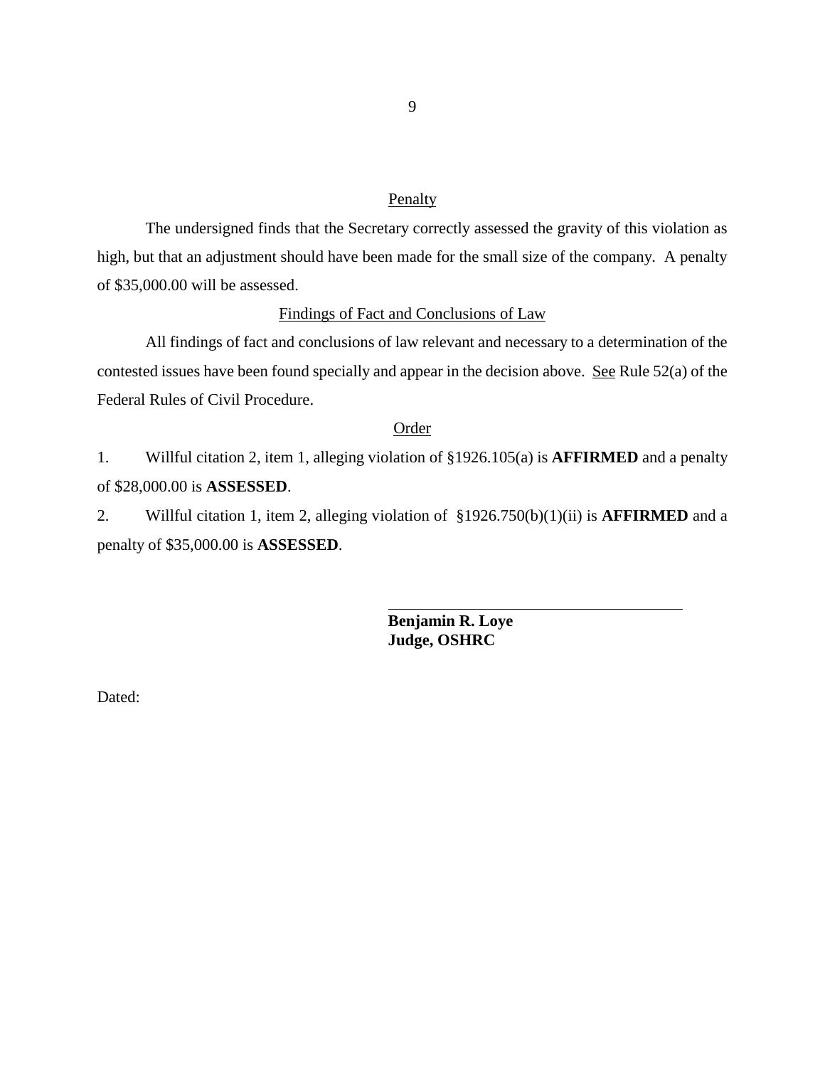## Penalty

The undersigned finds that the Secretary correctly assessed the gravity of this violation as high, but that an adjustment should have been made for the small size of the company. A penalty of $35,000.00 will be assessed.

## Findings of Fact and Conclusions of Law

All findings of fact and conclusions of law relevant and necessary to a determination of the contested issues have been found specially and appear in the decision above. See Rule 52(a) of the Federal Rules of Civil Procedure.

## Order

1. Willful citation 2, item 1, alleging violation of §1926.105(a) is **AFFIRMED** and a penalty of $28,000.00 is **ASSESSED**.
2. Willful citation 1, item 2, alleging violation of §1926.750(b)(1)(ii) is **AFFIRMED** and a penalty of $35,000.00 is **ASSESSED**.

**Benjamin R. Loye**
**Judge, OSHRC**

Dated: